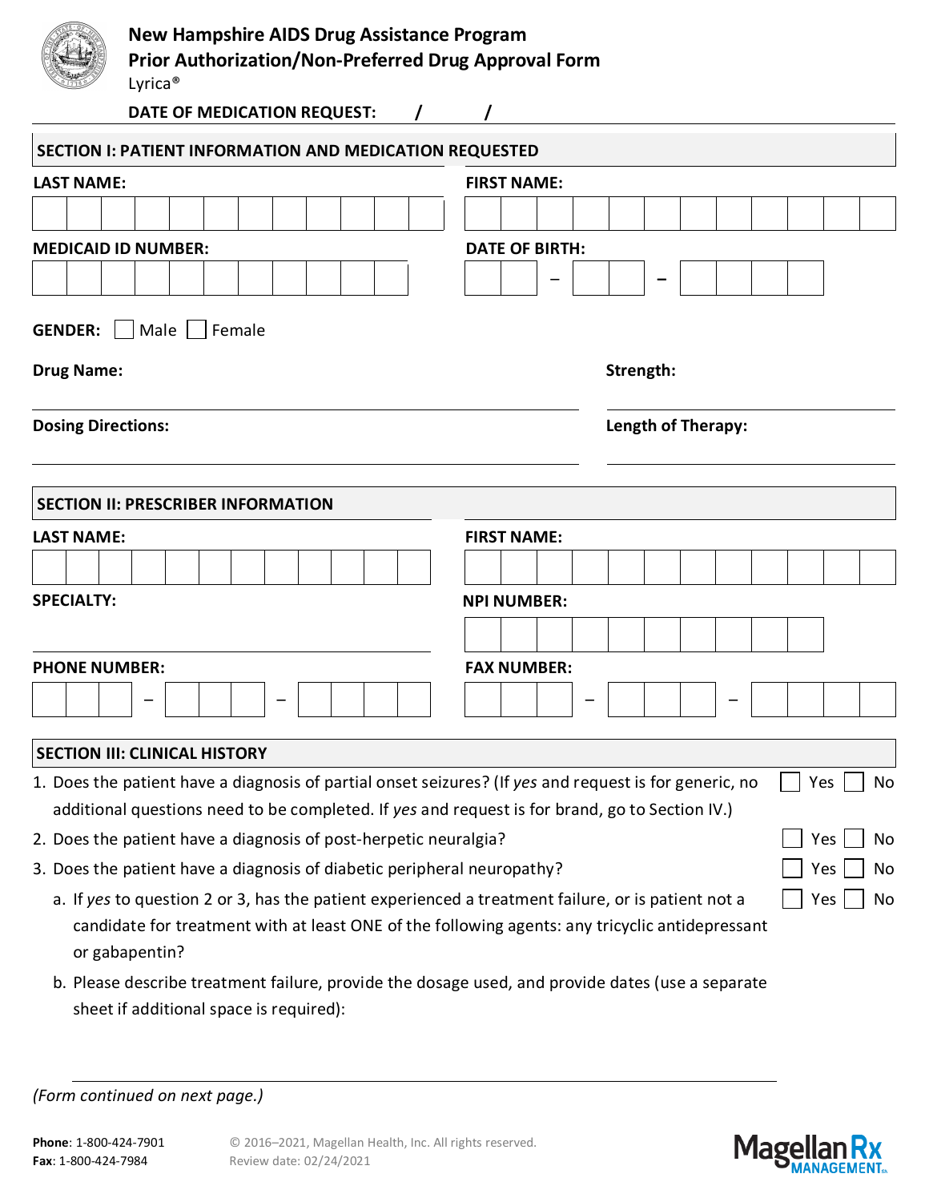# New Hampshire AIDS Drug Assistance Program
## Prior Authorization/Non-Preferred Drug Approval Form

Lyrica®

**DATE OF MEDICATION REQUEST:** / /

## SECTION I: PATIENT INFORMATION AND MEDICATION REQUESTED

**LAST NAME:**

**FIRST NAME:**

**MEDICAID ID NUMBER:**

**DATE OF BIRTH:** – –

**GENDER:** ☐ Male ☐ Female

**Drug Name:**

**Strength:**

**Dosing Directions:**

**Length of Therapy:**

## SECTION II: PRESCRIBER INFORMATION

**LAST NAME:**

**FIRST NAME:**

**SPECIALTY:**

**NPI NUMBER:**

**PHONE NUMBER:** – –

**FAX NUMBER:** – –

## SECTION III: CLINICAL HISTORY

1. Does the patient have a diagnosis of partial onset seizures? (If *yes* and request is for generic, no additional questions need to be completed. If *yes* and request is for brand, go to Section IV.) ☐ Yes ☐ No
2. Does the patient have a diagnosis of post-herpetic neuralgia? ☐ Yes ☐ No
3. Does the patient have a diagnosis of diabetic peripheral neuropathy? ☐ Yes ☐ No
   a. If *yes* to question 2 or 3, has the patient experienced a treatment failure, or is patient not a candidate for treatment with at least ONE of the following agents: any tricyclic antidepressant or gabapentin? ☐ Yes ☐ No
   b. Please describe treatment failure, provide the dosage used, and provide dates (use a separate sheet if additional space is required):

*(Form continued on next page.)*

**Phone**: 1-800-424-7901
**Fax**: 1-800-424-7984

© 2016–2021, Magellan Health, Inc. All rights reserved.
Review date: 02/24/2021

Magellan Rx MANAGEMENT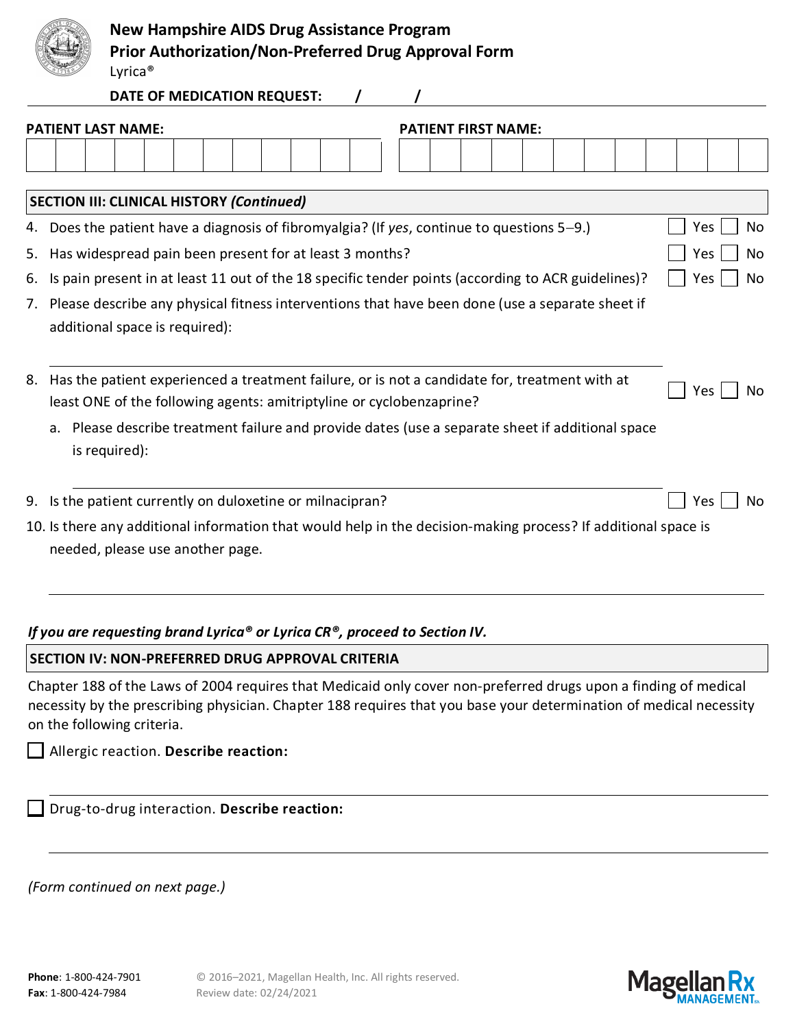**New Hampshire AIDS Drug Assistance Program**
**Prior Authorization/Non-Preferred Drug Approval Form**
Lyrica®

**DATE OF MEDICATION REQUEST:** / /

**PATIENT LAST NAME:** **PATIENT FIRST NAME:**

## SECTION III: CLINICAL HISTORY *(Continued)*

4. Does the patient have a diagnosis of fibromyalgia? (If *yes*, continue to questions 5–9.) ☐ Yes ☐ No
5. Has widespread pain been present for at least 3 months? ☐ Yes ☐ No
6. Is pain present in at least 11 out of the 18 specific tender points (according to ACR guidelines)? ☐ Yes ☐ No
7. Please describe any physical fitness interventions that have been done (use a separate sheet if additional space is required):
8. Has the patient experienced a treatment failure, or is not a candidate for, treatment with at least ONE of the following agents: amitriptyline or cyclobenzaprine? ☐ Yes ☐ No
   a. Please describe treatment failure and provide dates (use a separate sheet if additional space is required):
9. Is the patient currently on duloxetine or milnacipran? ☐ Yes ☐ No
10. Is there any additional information that would help in the decision-making process? If additional space is needed, please use another page.

***If you are requesting brand Lyrica® or Lyrica CR®, proceed to Section IV.***

## SECTION IV: NON-PREFERRED DRUG APPROVAL CRITERIA

Chapter 188 of the Laws of 2004 requires that Medicaid only cover non-preferred drugs upon a finding of medical necessity by the prescribing physician. Chapter 188 requires that you base your determination of medical necessity on the following criteria.

☐ Allergic reaction. **Describe reaction:**

☐ Drug-to-drug interaction. **Describe reaction:**

*(Form continued on next page.)*

**Phone**: 1-800-424-7901
**Fax**: 1-800-424-7984

© 2016–2021, Magellan Health, Inc. All rights reserved.
Review date: 02/24/2021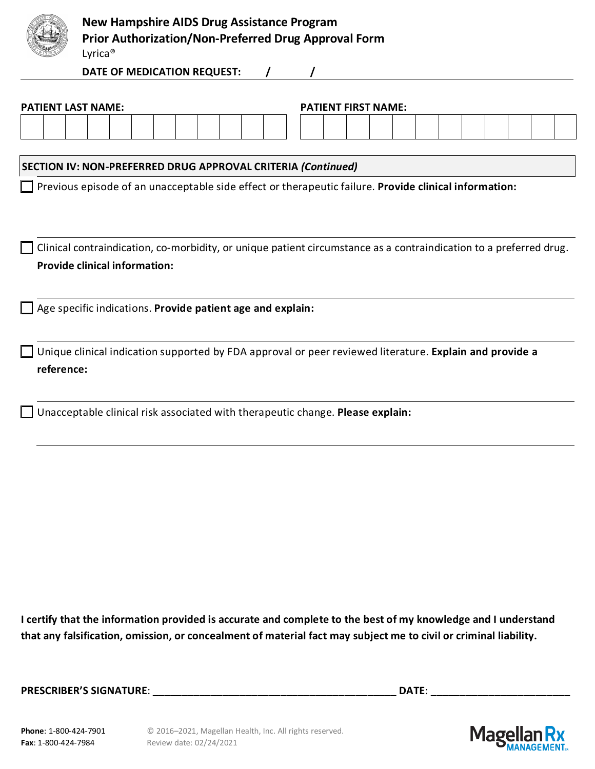**New Hampshire AIDS Drug Assistance Program**
**Prior Authorization/Non-Preferred Drug Approval Form**
Lyrica®

**DATE OF MEDICATION REQUEST:** / /

**PATIENT LAST NAME:**

| | | | | | | | | | | | |
|---|---|---|---|---|---|---|---|---|---|---|---|
| | | | | | | | | | | | |

**PATIENT FIRST NAME:**

| | | | | | | | | | | | |
|---|---|---|---|---|---|---|---|---|---|---|---|
| | | | | | | | | | | | |

**SECTION IV: NON-PREFERRED DRUG APPROVAL CRITERIA *(Continued)***

☐ Previous episode of an unacceptable side effect or therapeutic failure. **Provide clinical information:**

☐ Clinical contraindication, co-morbidity, or unique patient circumstance as a contraindication to a preferred drug. **Provide clinical information:**

☐ Age specific indications. **Provide patient age and explain:**

☐ Unique clinical indication supported by FDA approval or peer reviewed literature. **Explain and provide a reference:**

☐ Unacceptable clinical risk associated with therapeutic change. **Please explain:**

**I certify that the information provided is accurate and complete to the best of my knowledge and I understand that any falsification, omission, or concealment of material fact may subject me to civil or criminal liability.**

**PRESCRIBER'S SIGNATURE**: ________________________________________ **DATE**: ______________________

**Phone**: 1-800-424-7901
**Fax**: 1-800-424-7984

© 2016–2021, Magellan Health, Inc. All rights reserved.
Review date: 02/24/2021

Magellan Rx MANAGEMENT